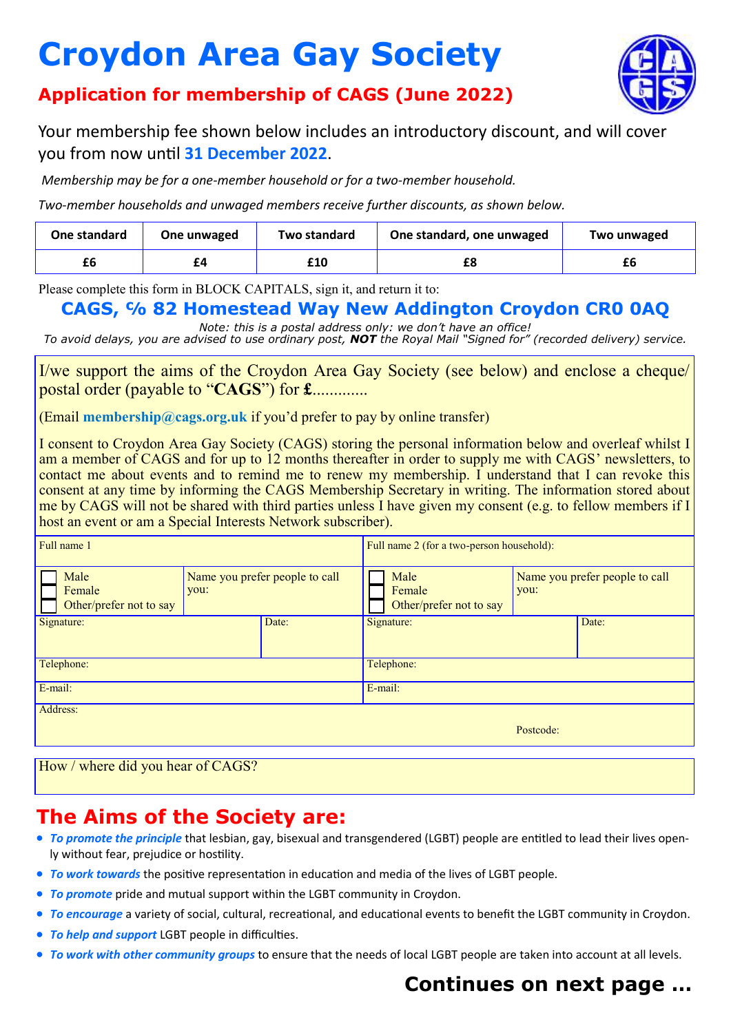# Croydon Area Gay Society

## Application for membership of CAGS (June 2022)

Your membership fee shown below includes an introductory discount, and will cover you from now until **31 December 2022**.

*Membership may be for a one-member household or for a two-member household.*

*Two-member households and unwaged members receive further discounts, as shown below.*

| One standard | One unwaged | Two standard | One standard, one unwaged | Two unwaged |
|---|---|---|---|---|
| £6 | £4 | £10 | £8 | £6 |

Please complete this form in BLOCK CAPITALS, sign it, and return it to:

**CAGS, ℅ 82 Homestead Way New Addington Croydon CR0 0AQ**

*Note: this is a postal address only: we don't have an office!*
*To avoid delays, you are advised to use ordinary post, **NOT** the Royal Mail "Signed for" (recorded delivery) service.*

I/we support the aims of the Croydon Area Gay Society (see below) and enclose a cheque/postal order (payable to "**CAGS**") for **£**.............

(Email **membership@cags.org.uk** if you'd prefer to pay by online transfer)

I consent to Croydon Area Gay Society (CAGS) storing the personal information below and overleaf whilst I am a member of CAGS and for up to 12 months thereafter in order to supply me with CAGS' newsletters, to contact me about events and to remind me to renew my membership. I understand that I can revoke this consent at any time by informing the CAGS Membership Secretary in writing. The information stored about me by CAGS will not be shared with third parties unless I have given my consent (e.g. to fellow members if I host an event or am a Special Interests Network subscriber).

| Full name 1 | | Full name 2 (for a two-person household): | |
|---|---|---|---|
| ☐ Male ☐ Female ☐ Other/prefer not to say | Name you prefer people to call you: | ☐ Male ☐ Female ☐ Other/prefer not to say | Name you prefer people to call you: |
| Signature: | Date: | Signature: | Date: |
| Telephone: | | Telephone: | |
| E-mail: | | E-mail: | |
| Address: | | | Postcode: |

How / where did you hear of CAGS?

## The Aims of the Society are:

- ***To promote the principle*** that lesbian, gay, bisexual and transgendered (LGBT) people are entitled to lead their lives openly without fear, prejudice or hostility.
- ***To work towards*** the positive representation in education and media of the lives of LGBT people.
- ***To promote*** pride and mutual support within the LGBT community in Croydon.
- ***To encourage*** a variety of social, cultural, recreational, and educational events to benefit the LGBT community in Croydon.
- ***To help and support*** LGBT people in difficulties.
- ***To work with other community groups*** to ensure that the needs of local LGBT people are taken into account at all levels.

**Continues on next page …**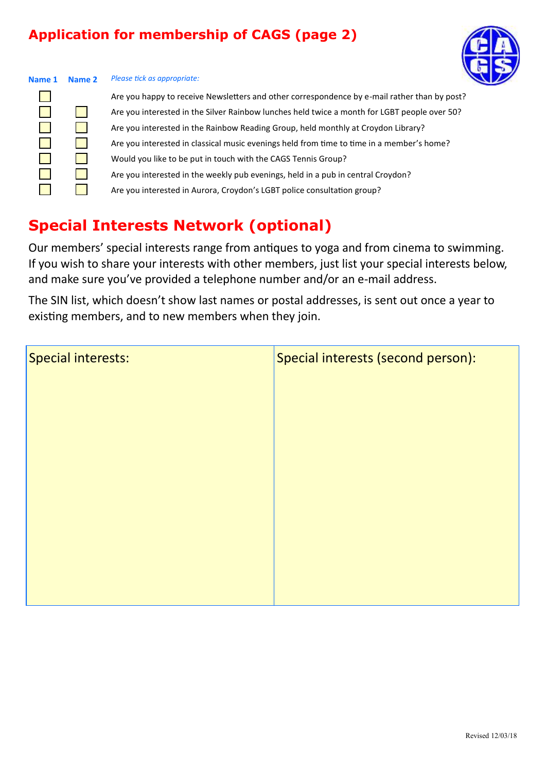## Application for membership of CAGS (page 2)

| Name 1 | Name 2 | *Please tick as appropriate:* |
|---|---|---|
| ☐ | | Are you happy to receive Newsletters and other correspondence by e-mail rather than by post? |
| ☐ | ☐ | Are you interested in the Silver Rainbow lunches held twice a month for LGBT people over 50? |
| ☐ | ☐ | Are you interested in the Rainbow Reading Group, held monthly at Croydon Library? |
| ☐ | ☐ | Are you interested in classical music evenings held from time to time in a member's home? |
| ☐ | ☐ | Would you like to be put in touch with the CAGS Tennis Group? |
| ☐ | ☐ | Are you interested in the weekly pub evenings, held in a pub in central Croydon? |
| ☐ | ☐ | Are you interested in Aurora, Croydon's LGBT police consultation group? |

## Special Interests Network (optional)

Our members' special interests range from antiques to yoga and from cinema to swimming. If you wish to share your interests with other members, just list your special interests below, and make sure you've provided a telephone number and/or an e-mail address.

The SIN list, which doesn't show last names or postal addresses, is sent out once a year to existing members, and to new members when they join.

| Special interests: | Special interests (second person): |
|---|---|
| | |

Revised 12/03/18